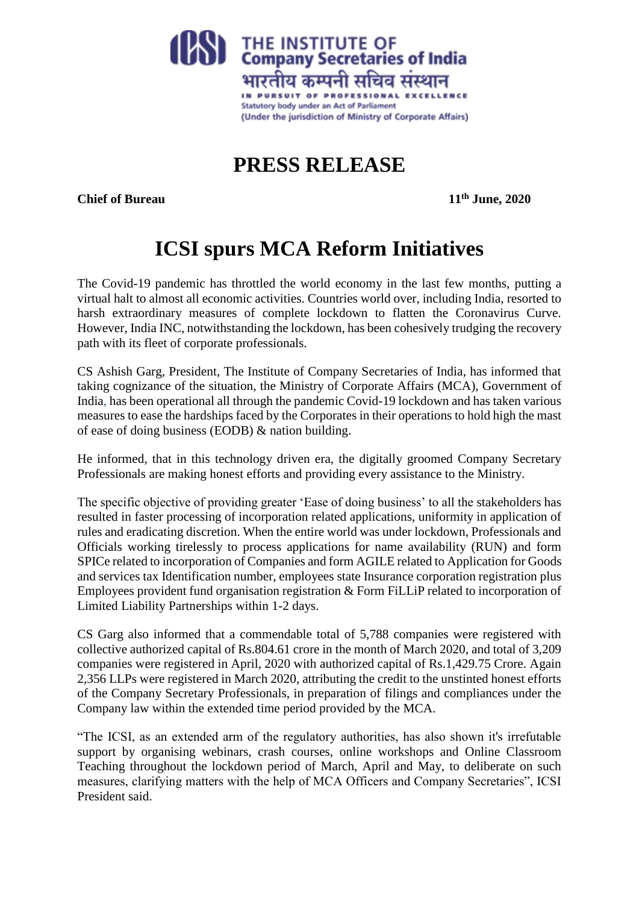THE INSTITUTE OF
Company Secretaries of India
भारतीय कम्पनी सचिव संस्थान
IN PURSUIT OF PROFESSIONAL EXCELLENCE
Statutory body under an Act of Parliament
(Under the jurisdiction of Ministry of Corporate Affairs)

# PRESS RELEASE

**Chief of Bureau** **11th June, 2020**

# ICSI spurs MCA Reform Initiatives

The Covid-19 pandemic has throttled the world economy in the last few months, putting a virtual halt to almost all economic activities. Countries world over, including India, resorted to harsh extraordinary measures of complete lockdown to flatten the Coronavirus Curve. However, India INC, notwithstanding the lockdown, has been cohesively trudging the recovery path with its fleet of corporate professionals.

CS Ashish Garg, President, The Institute of Company Secretaries of India, has informed that taking cognizance of the situation, the Ministry of Corporate Affairs (MCA), Government of India, has been operational all through the pandemic Covid-19 lockdown and has taken various measures to ease the hardships faced by the Corporates in their operations to hold high the mast of ease of doing business (EODB) & nation building.

He informed, that in this technology driven era, the digitally groomed Company Secretary Professionals are making honest efforts and providing every assistance to the Ministry.

The specific objective of providing greater 'Ease of doing business' to all the stakeholders has resulted in faster processing of incorporation related applications, uniformity in application of rules and eradicating discretion. When the entire world was under lockdown, Professionals and Officials working tirelessly to process applications for name availability (RUN) and form SPICe related to incorporation of Companies and form AGILE related to Application for Goods and services tax Identification number, employees state Insurance corporation registration plus Employees provident fund organisation registration & Form FiLLiP related to incorporation of Limited Liability Partnerships within 1-2 days.

CS Garg also informed that a commendable total of 5,788 companies were registered with collective authorized capital of Rs.804.61 crore in the month of March 2020, and total of 3,209 companies were registered in April, 2020 with authorized capital of Rs.1,429.75 Crore. Again 2,356 LLPs were registered in March 2020, attributing the credit to the unstinted honest efforts of the Company Secretary Professionals, in preparation of filings and compliances under the Company law within the extended time period provided by the MCA.

"The ICSI, as an extended arm of the regulatory authorities, has also shown it's irrefutable support by organising webinars, crash courses, online workshops and Online Classroom Teaching throughout the lockdown period of March, April and May, to deliberate on such measures, clarifying matters with the help of MCA Officers and Company Secretaries", ICSI President said.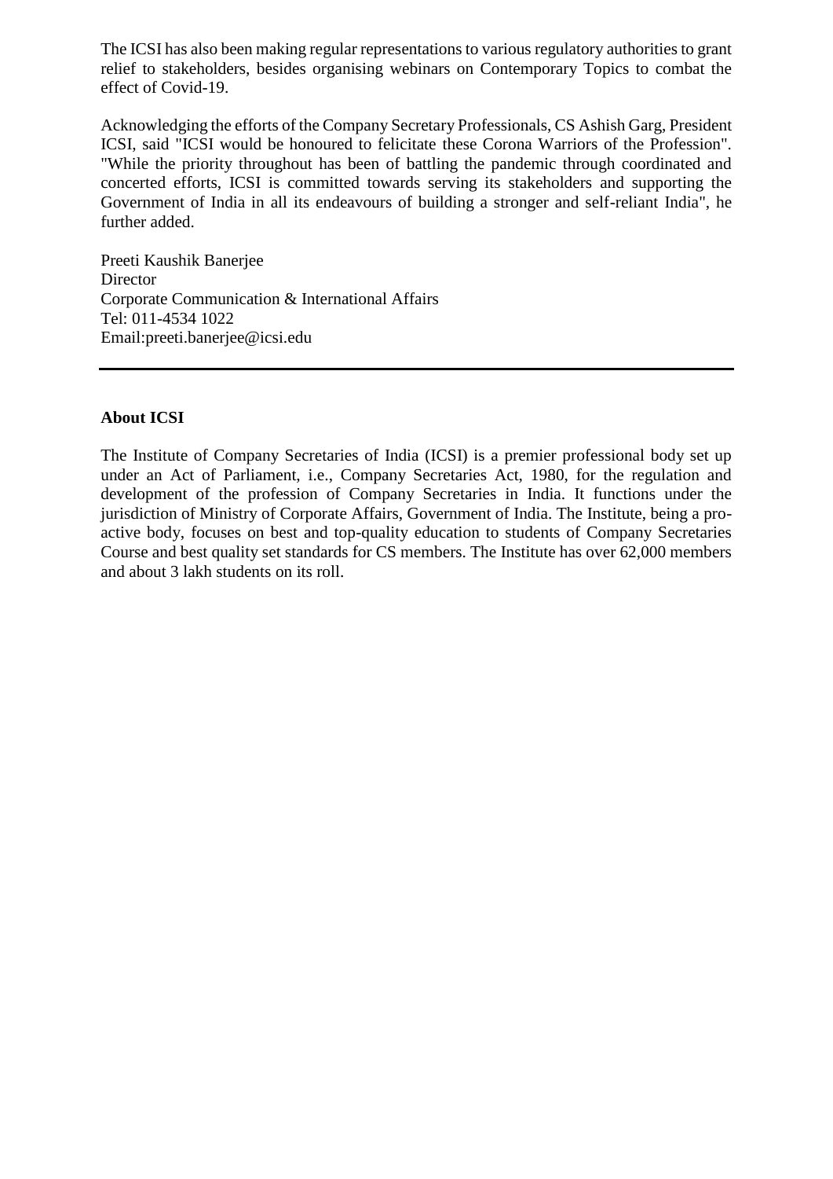The ICSI has also been making regular representations to various regulatory authorities to grant relief to stakeholders, besides organising webinars on Contemporary Topics to combat the effect of Covid-19.

Acknowledging the efforts of the Company Secretary Professionals, CS Ashish Garg, President ICSI, said "ICSI would be honoured to felicitate these Corona Warriors of the Profession". "While the priority throughout has been of battling the pandemic through coordinated and concerted efforts, ICSI is committed towards serving its stakeholders and supporting the Government of India in all its endeavours of building a stronger and self-reliant India", he further added.

Preeti Kaushik Banerjee
Director
Corporate Communication & International Affairs
Tel: 011-4534 1022
Email:preeti.banerjee@icsi.edu

---

**About ICSI**

The Institute of Company Secretaries of India (ICSI) is a premier professional body set up under an Act of Parliament, i.e., Company Secretaries Act, 1980, for the regulation and development of the profession of Company Secretaries in India. It functions under the jurisdiction of Ministry of Corporate Affairs, Government of India. The Institute, being a pro-active body, focuses on best and top-quality education to students of Company Secretaries Course and best quality set standards for CS members. The Institute has over 62,000 members and about 3 lakh students on its roll.